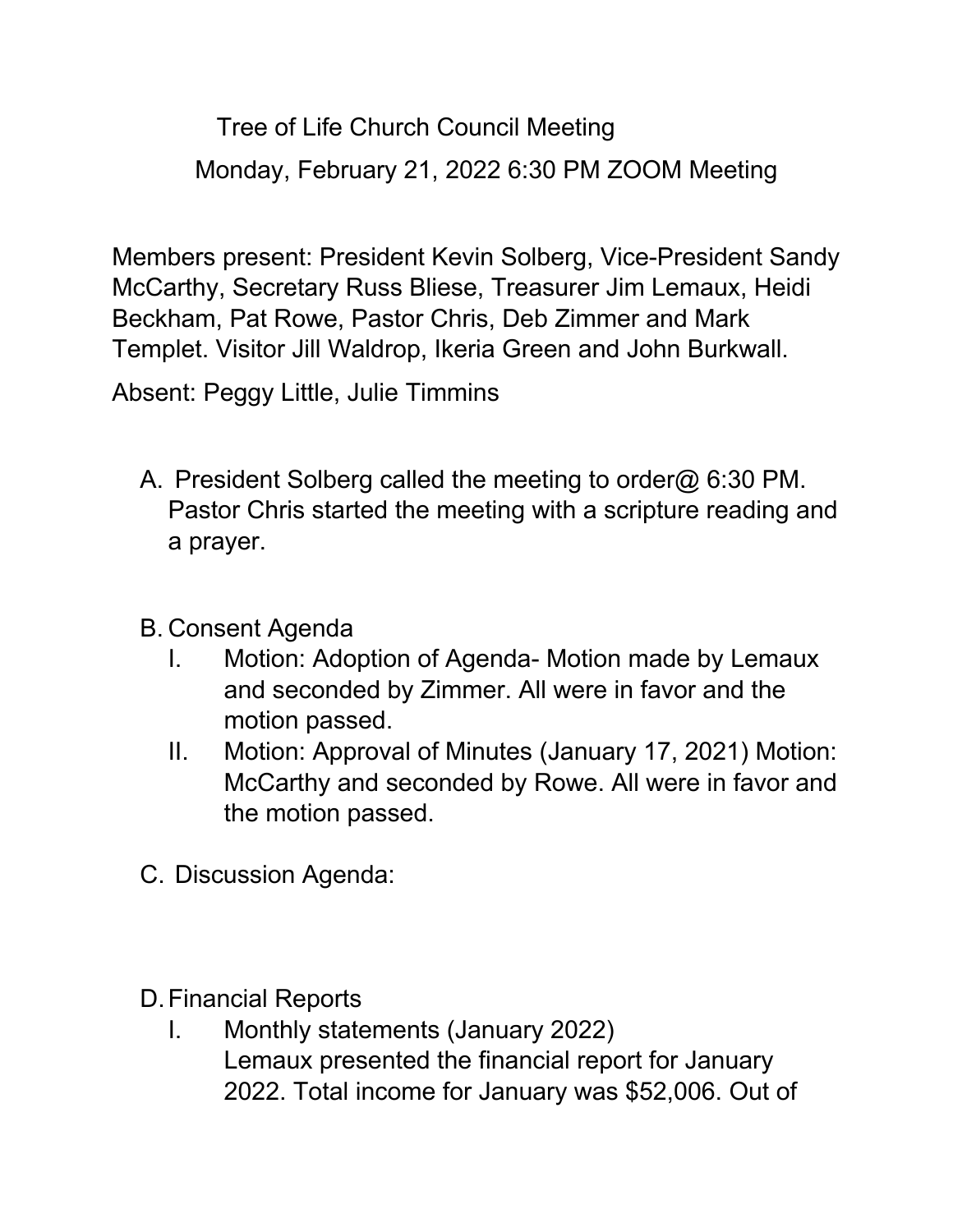# Tree of Life Church Council Meeting

## Monday, February 21, 2022 6:30 PM ZOOM Meeting

Members present: President Kevin Solberg, Vice-President Sandy McCarthy, Secretary Russ Bliese, Treasurer Jim Lemaux, Heidi Beckham, Pat Rowe, Pastor Chris, Deb Zimmer and Mark Templet. Visitor Jill Waldrop, Ikeria Green and John Burkwall.

Absent: Peggy Little, Julie Timmins

A. President Solberg called the meeting to order@ 6:30 PM. Pastor Chris started the meeting with a scripture reading and a prayer.

B. Consent Agenda
   I. Motion: Adoption of Agenda- Motion made by Lemaux and seconded by Zimmer. All were in favor and the motion passed.
   II. Motion: Approval of Minutes (January 17, 2021) Motion: McCarthy and seconded by Rowe. All were in favor and the motion passed.

C. Discussion Agenda:

D. Financial Reports
   I. Monthly statements (January 2022)
      Lemaux presented the financial report for January 2022. Total income for January was $52,006. Out of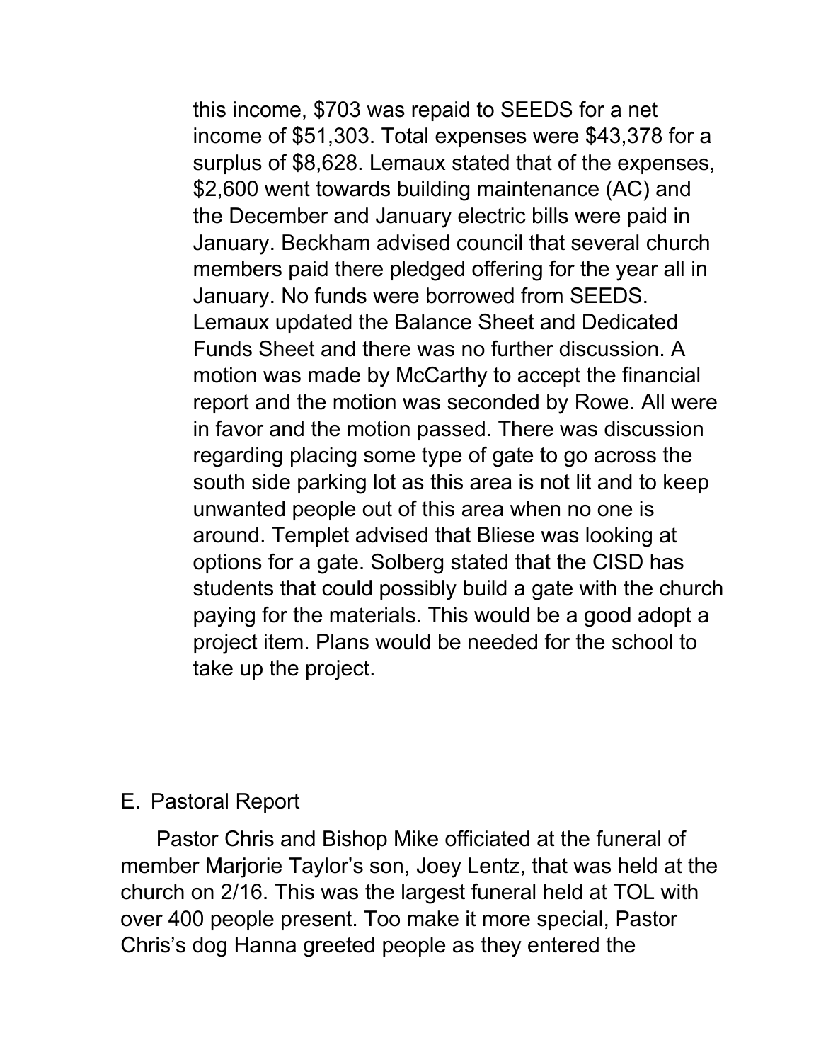this income, $703 was repaid to SEEDS for a net income of $51,303. Total expenses were $43,378 for a surplus of $8,628. Lemaux stated that of the expenses, $2,600 went towards building maintenance (AC) and the December and January electric bills were paid in January. Beckham advised council that several church members paid there pledged offering for the year all in January. No funds were borrowed from SEEDS. Lemaux updated the Balance Sheet and Dedicated Funds Sheet and there was no further discussion. A motion was made by McCarthy to accept the financial report and the motion was seconded by Rowe. All were in favor and the motion passed. There was discussion regarding placing some type of gate to go across the south side parking lot as this area is not lit and to keep unwanted people out of this area when no one is around. Templet advised that Bliese was looking at options for a gate. Solberg stated that the CISD has students that could possibly build a gate with the church paying for the materials. This would be a good adopt a project item. Plans would be needed for the school to take up the project.

E. Pastoral Report

Pastor Chris and Bishop Mike officiated at the funeral of member Marjorie Taylor's son, Joey Lentz, that was held at the church on 2/16. This was the largest funeral held at TOL with over 400 people present. Too make it more special, Pastor Chris's dog Hanna greeted people as they entered the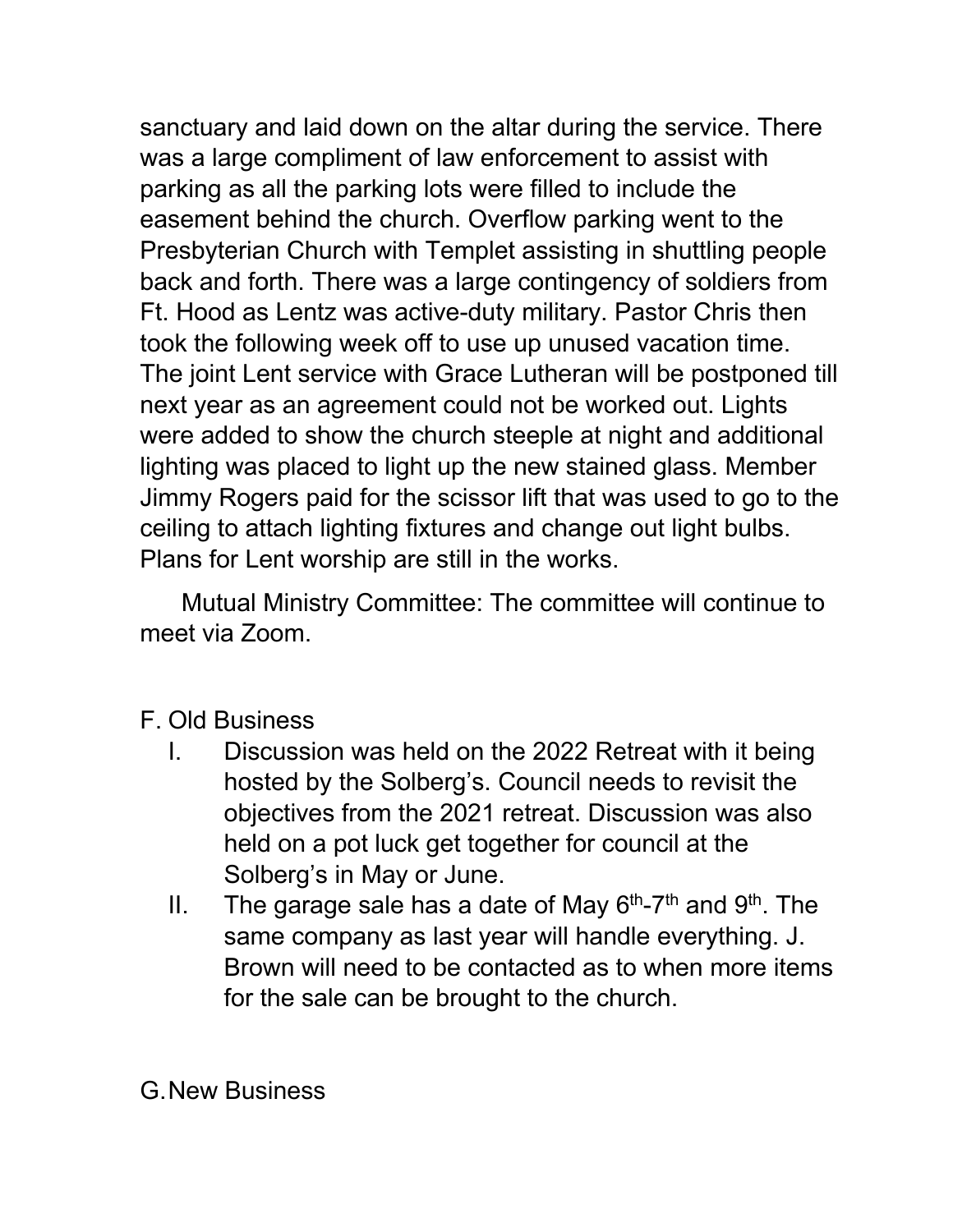sanctuary and laid down on the altar during the service. There was a large compliment of law enforcement to assist with parking as all the parking lots were filled to include the easement behind the church. Overflow parking went to the Presbyterian Church with Templet assisting in shuttling people back and forth. There was a large contingency of soldiers from Ft. Hood as Lentz was active-duty military. Pastor Chris then took the following week off to use up unused vacation time. The joint Lent service with Grace Lutheran will be postponed till next year as an agreement could not be worked out. Lights were added to show the church steeple at night and additional lighting was placed to light up the new stained glass. Member Jimmy Rogers paid for the scissor lift that was used to go to the ceiling to attach lighting fixtures and change out light bulbs. Plans for Lent worship are still in the works.

Mutual Ministry Committee: The committee will continue to meet via Zoom.

F. Old Business

I. Discussion was held on the 2022 Retreat with it being hosted by the Solberg's. Council needs to revisit the objectives from the 2021 retreat. Discussion was also held on a pot luck get together for council at the Solberg's in May or June.

II. The garage sale has a date of May 6th-7th and 9th. The same company as last year will handle everything. J. Brown will need to be contacted as to when more items for the sale can be brought to the church.

G. New Business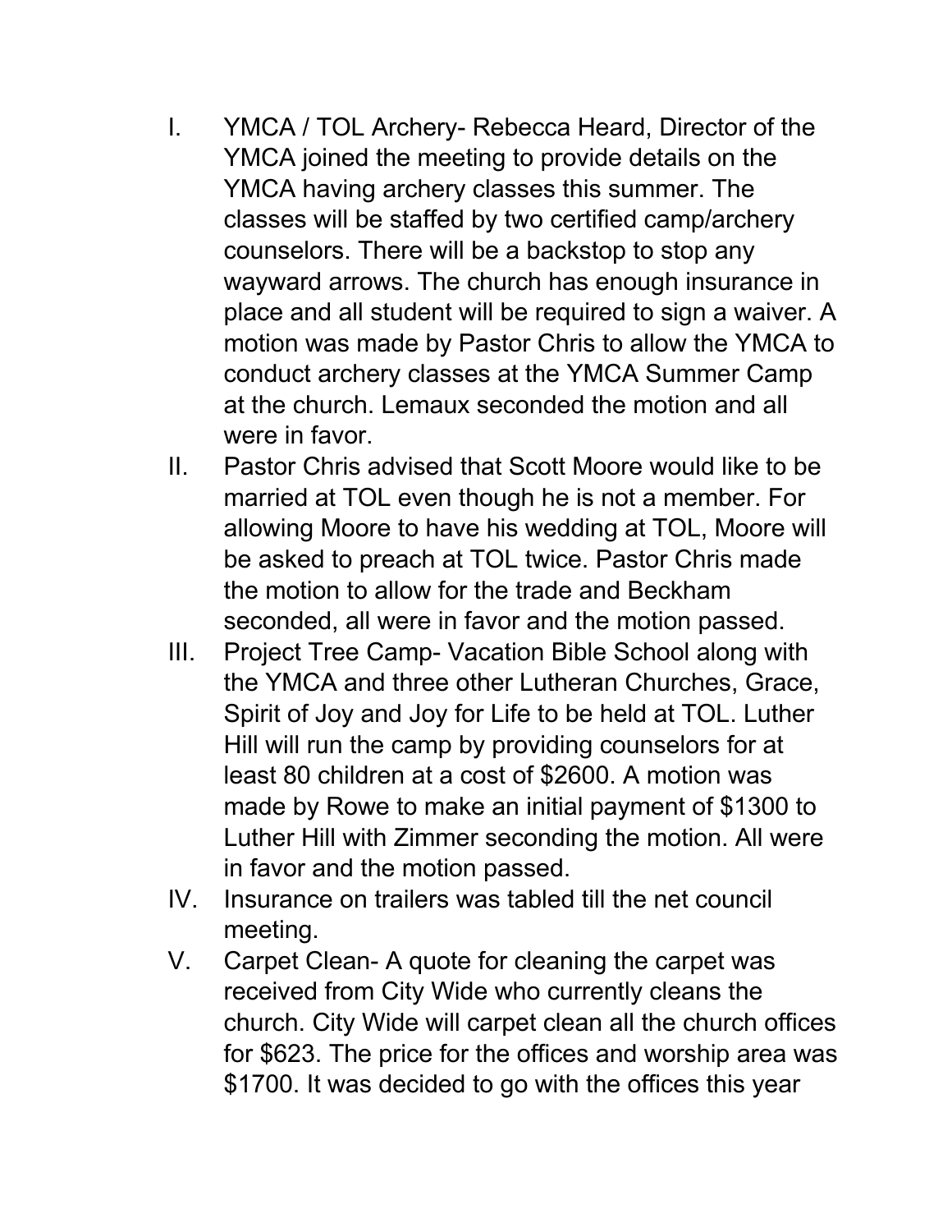I. YMCA / TOL Archery- Rebecca Heard, Director of the YMCA joined the meeting to provide details on the YMCA having archery classes this summer. The classes will be staffed by two certified camp/archery counselors. There will be a backstop to stop any wayward arrows. The church has enough insurance in place and all student will be required to sign a waiver. A motion was made by Pastor Chris to allow the YMCA to conduct archery classes at the YMCA Summer Camp at the church. Lemaux seconded the motion and all were in favor.
II. Pastor Chris advised that Scott Moore would like to be married at TOL even though he is not a member. For allowing Moore to have his wedding at TOL, Moore will be asked to preach at TOL twice. Pastor Chris made the motion to allow for the trade and Beckham seconded, all were in favor and the motion passed.
III. Project Tree Camp- Vacation Bible School along with the YMCA and three other Lutheran Churches, Grace, Spirit of Joy and Joy for Life to be held at TOL. Luther Hill will run the camp by providing counselors for at least 80 children at a cost of $2600. A motion was made by Rowe to make an initial payment of $1300 to Luther Hill with Zimmer seconding the motion. All were in favor and the motion passed.
IV. Insurance on trailers was tabled till the net council meeting.
V. Carpet Clean- A quote for cleaning the carpet was received from City Wide who currently cleans the church. City Wide will carpet clean all the church offices for $623. The price for the offices and worship area was $1700. It was decided to go with the offices this year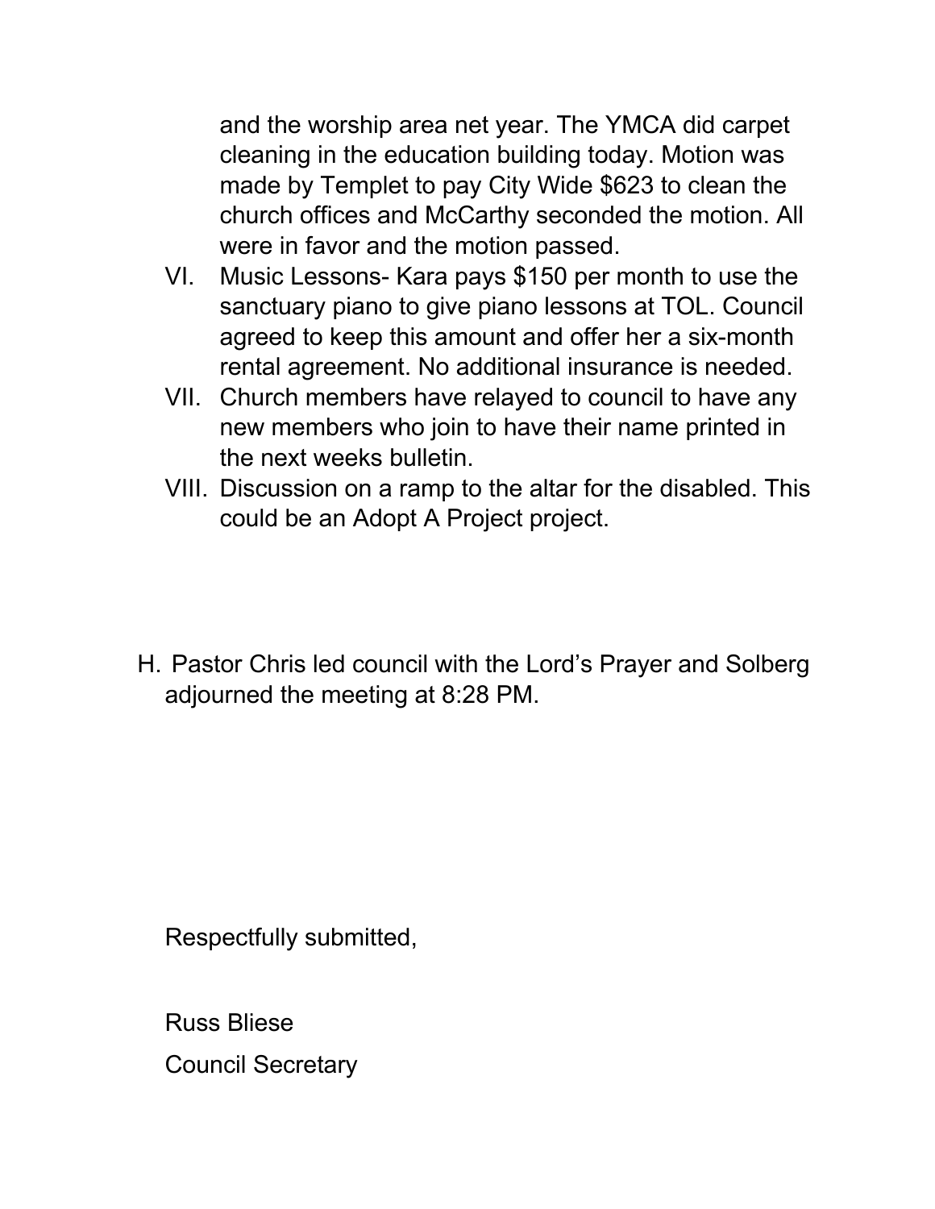and the worship area net year. The YMCA did carpet cleaning in the education building today. Motion was made by Templet to pay City Wide $623 to clean the church offices and McCarthy seconded the motion. All were in favor and the motion passed.

VI. Music Lessons- Kara pays $150 per month to use the sanctuary piano to give piano lessons at TOL. Council agreed to keep this amount and offer her a six-month rental agreement. No additional insurance is needed.

VII. Church members have relayed to council to have any new members who join to have their name printed in the next weeks bulletin.

VIII. Discussion on a ramp to the altar for the disabled. This could be an Adopt A Project project.

H. Pastor Chris led council with the Lord's Prayer and Solberg adjourned the meeting at 8:28 PM.

Respectfully submitted,

Russ Bliese

Council Secretary